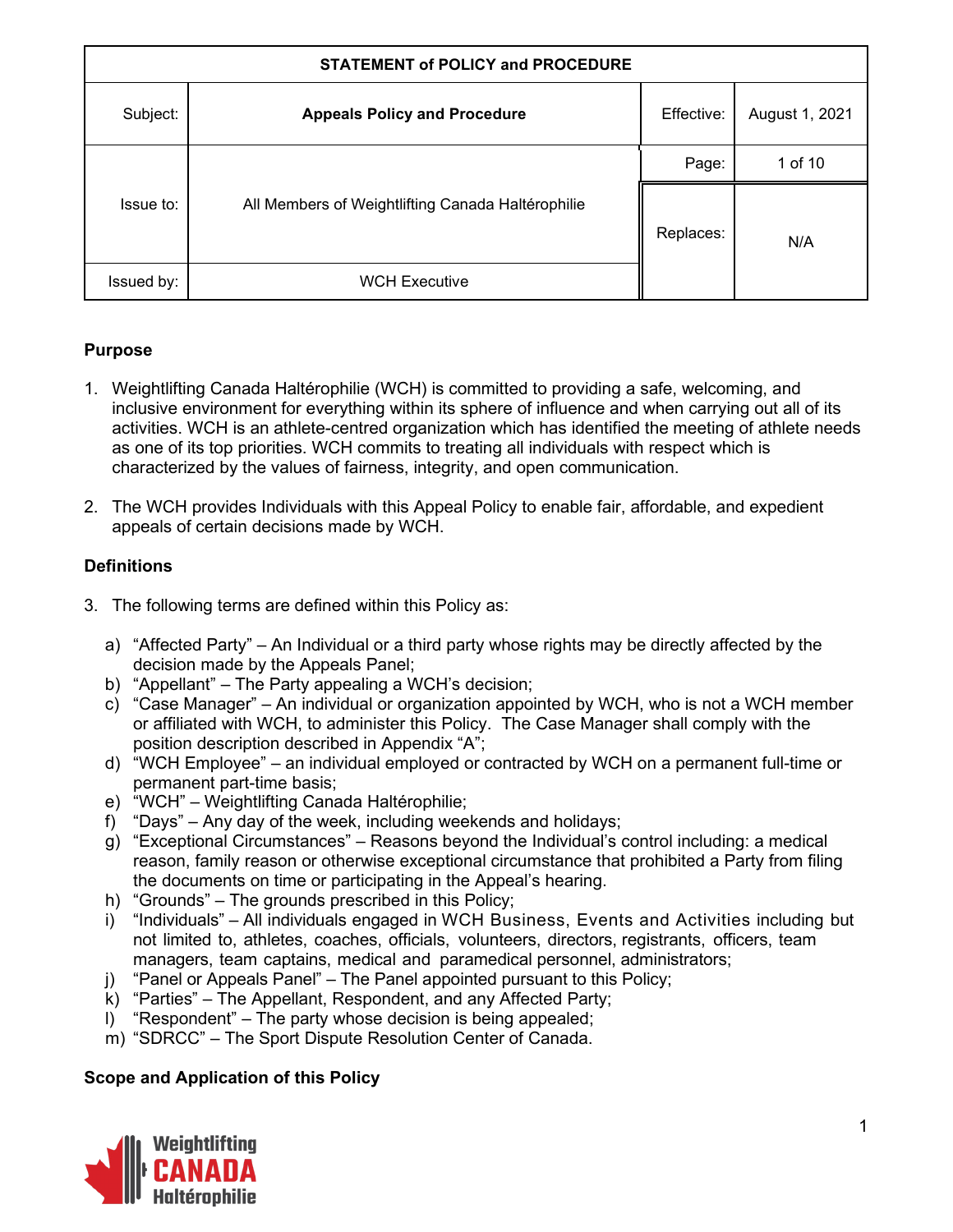| STATEMENT of POLICY and PROCEDURE | | | |
|---|---|---|---|
| Subject: | **Appeals Policy and Procedure** | Effective: | August 1, 2021 |
| Issue to: | All Members of Weightlifting Canada Haltérophilie | Page: | 1 of 10 |
| | | Replaces: | N/A |
| Issued by: | WCH Executive | | |

## Purpose

1. Weightlifting Canada Haltérophilie (WCH) is committed to providing a safe, welcoming, and inclusive environment for everything within its sphere of influence and when carrying out all of its activities. WCH is an athlete-centred organization which has identified the meeting of athlete needs as one of its top priorities. WCH commits to treating all individuals with respect which is characterized by the values of fairness, integrity, and open communication.

2. The WCH provides Individuals with this Appeal Policy to enable fair, affordable, and expedient appeals of certain decisions made by WCH.

## Definitions

3. The following terms are defined within this Policy as:

   a) "Affected Party" – An Individual or a third party whose rights may be directly affected by the decision made by the Appeals Panel;
   b) "Appellant" – The Party appealing a WCH's decision;
   c) "Case Manager" – An individual or organization appointed by WCH, who is not a WCH member or affiliated with WCH, to administer this Policy. The Case Manager shall comply with the position description described in Appendix "A";
   d) "WCH Employee" – an individual employed or contracted by WCH on a permanent full-time or permanent part-time basis;
   e) "WCH" – Weightlifting Canada Haltérophilie;
   f) "Days" – Any day of the week, including weekends and holidays;
   g) "Exceptional Circumstances" – Reasons beyond the Individual's control including: a medical reason, family reason or otherwise exceptional circumstance that prohibited a Party from filing the documents on time or participating in the Appeal's hearing.
   h) "Grounds" – The grounds prescribed in this Policy;
   i) "Individuals" – All individuals engaged in WCH Business, Events and Activities including but not limited to, athletes, coaches, officials, volunteers, directors, registrants, officers, team managers, team captains, medical and paramedical personnel, administrators;
   j) "Panel or Appeals Panel" – The Panel appointed pursuant to this Policy;
   k) "Parties" – The Appellant, Respondent, and any Affected Party;
   l) "Respondent" – The party whose decision is being appealed;
   m) "SDRCC" – The Sport Dispute Resolution Center of Canada.

## Scope and Application of this Policy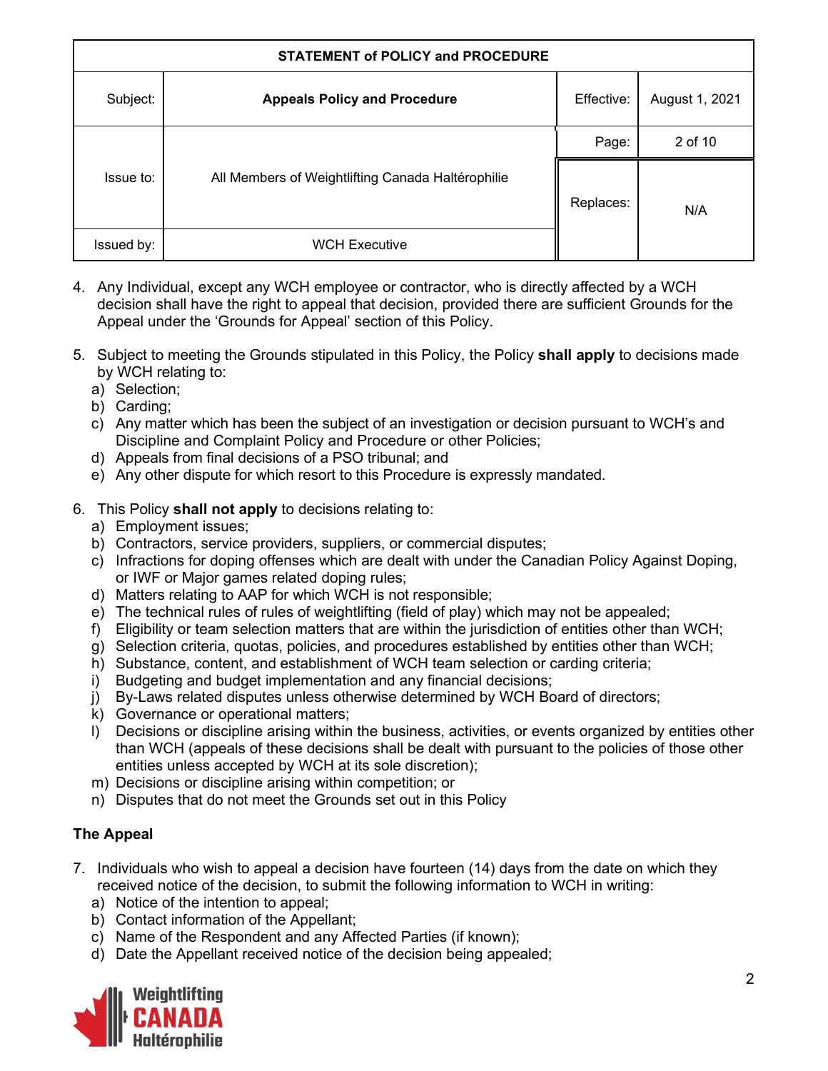| STATEMENT of POLICY and PROCEDURE | | | |
|---|---|---|---|
| Subject: | **Appeals Policy and Procedure** | Effective: | August 1, 2021 |
| Issue to: | All Members of Weightlifting Canada Haltérophilie | Page: | 2 of 10 |
| | | Replaces: | N/A |
| Issued by: | WCH Executive | | |

4. Any Individual, except any WCH employee or contractor, who is directly affected by a WCH decision shall have the right to appeal that decision, provided there are sufficient Grounds for the Appeal under the 'Grounds for Appeal' section of this Policy.

5. Subject to meeting the Grounds stipulated in this Policy, the Policy **shall apply** to decisions made by WCH relating to:
   a) Selection;
   b) Carding;
   c) Any matter which has been the subject of an investigation or decision pursuant to WCH's and Discipline and Complaint Policy and Procedure or other Policies;
   d) Appeals from final decisions of a PSO tribunal; and
   e) Any other dispute for which resort to this Procedure is expressly mandated.

6. This Policy **shall not apply** to decisions relating to:
   a) Employment issues;
   b) Contractors, service providers, suppliers, or commercial disputes;
   c) Infractions for doping offenses which are dealt with under the Canadian Policy Against Doping, or IWF or Major games related doping rules;
   d) Matters relating to AAP for which WCH is not responsible;
   e) The technical rules of rules of weightlifting (field of play) which may not be appealed;
   f) Eligibility or team selection matters that are within the jurisdiction of entities other than WCH;
   g) Selection criteria, quotas, policies, and procedures established by entities other than WCH;
   h) Substance, content, and establishment of WCH team selection or carding criteria;
   i) Budgeting and budget implementation and any financial decisions;
   j) By-Laws related disputes unless otherwise determined by WCH Board of directors;
   k) Governance or operational matters;
   l) Decisions or discipline arising within the business, activities, or events organized by entities other than WCH (appeals of these decisions shall be dealt with pursuant to the policies of those other entities unless accepted by WCH at its sole discretion);
   m) Decisions or discipline arising within competition; or
   n) Disputes that do not meet the Grounds set out in this Policy

**The Appeal**

7. Individuals who wish to appeal a decision have fourteen (14) days from the date on which they received notice of the decision, to submit the following information to WCH in writing:
   a) Notice of the intention to appeal;
   b) Contact information of the Appellant;
   c) Name of the Respondent and any Affected Parties (if known);
   d) Date the Appellant received notice of the decision being appealed;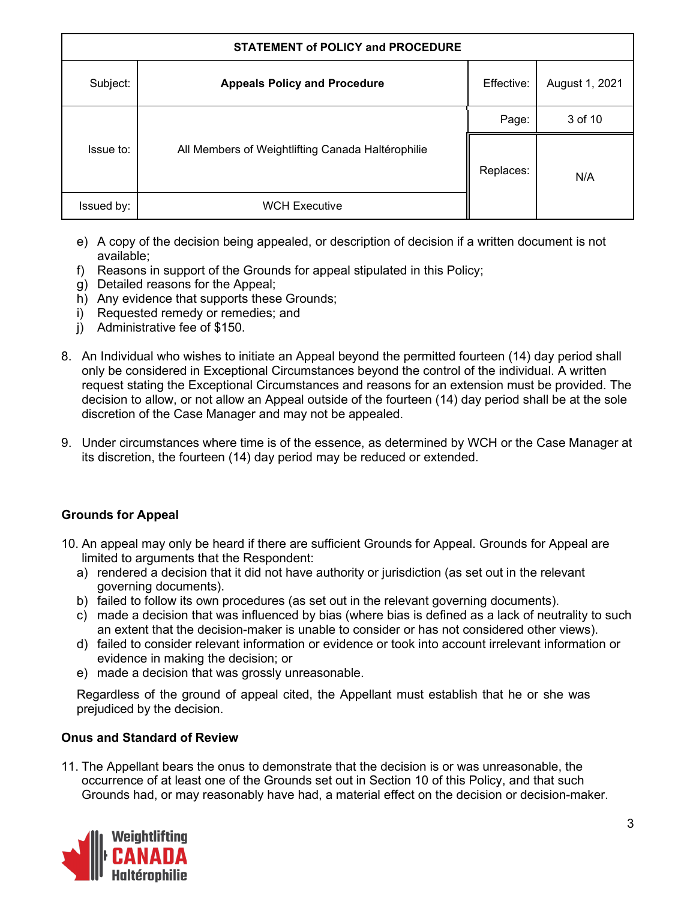e) A copy of the decision being appealed, or description of decision if a written document is not available;
f) Reasons in support of the Grounds for appeal stipulated in this Policy;
g) Detailed reasons for the Appeal;
h) Any evidence that supports these Grounds;
i) Requested remedy or remedies; and
j) Administrative fee of $150.

8. An Individual who wishes to initiate an Appeal beyond the permitted fourteen (14) day period shall only be considered in Exceptional Circumstances beyond the control of the individual. A written request stating the Exceptional Circumstances and reasons for an extension must be provided. The decision to allow, or not allow an Appeal outside of the fourteen (14) day period shall be at the sole discretion of the Case Manager and may not be appealed.

9. Under circumstances where time is of the essence, as determined by WCH or the Case Manager at its discretion, the fourteen (14) day period may be reduced or extended.

**Grounds for Appeal**

10. An appeal may only be heard if there are sufficient Grounds for Appeal. Grounds for Appeal are limited to arguments that the Respondent:
    a) rendered a decision that it did not have authority or jurisdiction (as set out in the relevant governing documents).
    b) failed to follow its own procedures (as set out in the relevant governing documents).
    c) made a decision that was influenced by bias (where bias is defined as a lack of neutrality to such an extent that the decision-maker is unable to consider or has not considered other views).
    d) failed to consider relevant information or evidence or took into account irrelevant information or evidence in making the decision; or
    e) made a decision that was grossly unreasonable.

    Regardless of the ground of appeal cited, the Appellant must establish that he or she was prejudiced by the decision.

**Onus and Standard of Review**

11. The Appellant bears the onus to demonstrate that the decision is or was unreasonable, the occurrence of at least one of the Grounds set out in Section 10 of this Policy, and that such Grounds had, or may reasonably have had, a material effect on the decision or decision-maker.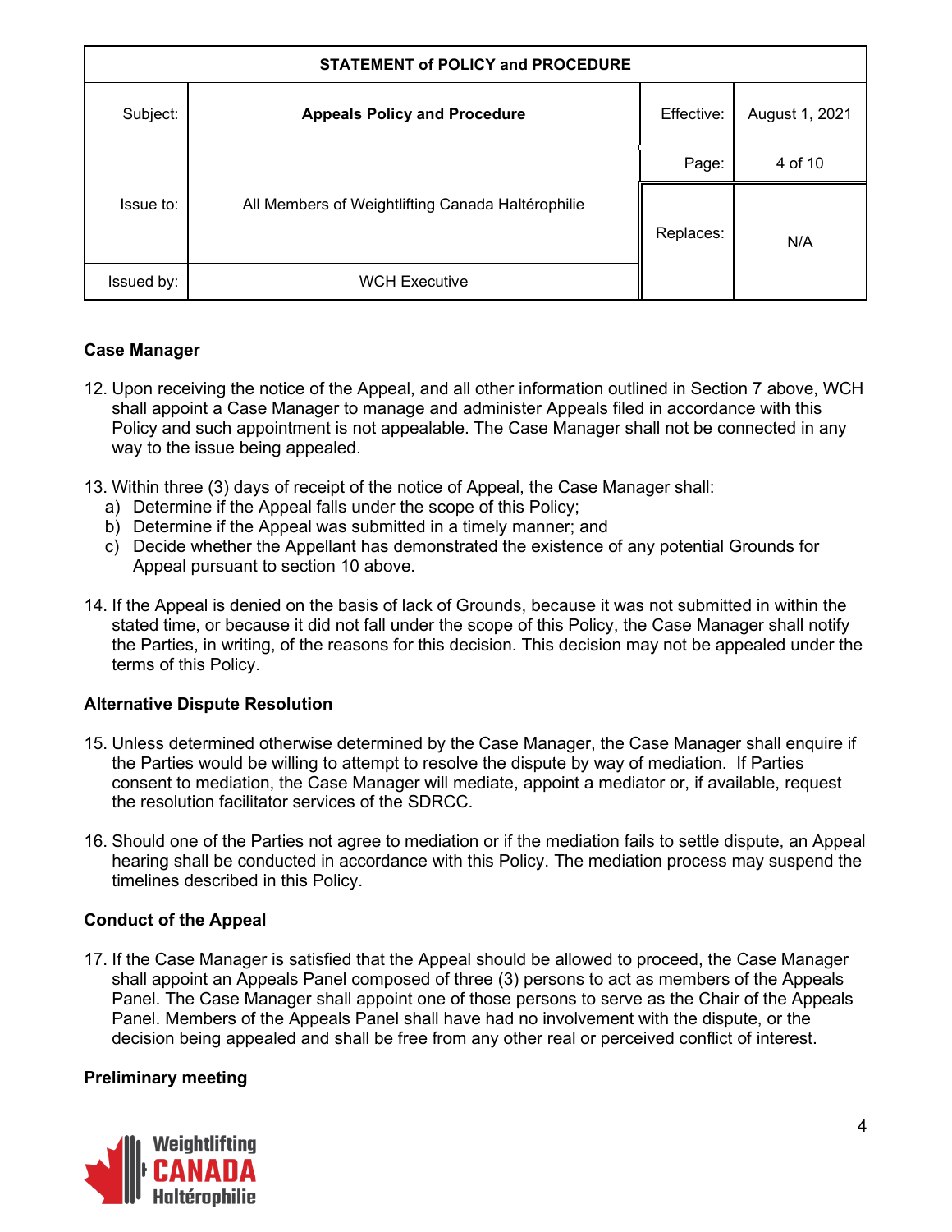| STATEMENT of POLICY and PROCEDURE | | | |
|---|---|---|---|
| Subject: | **Appeals Policy and Procedure** | Effective: | August 1, 2021 |
| Issue to: | All Members of Weightlifting Canada Haltérophilie | Page: | 4 of 10 |
| | | Replaces: | N/A |
| Issued by: | WCH Executive | | |

### Case Manager

12. Upon receiving the notice of the Appeal, and all other information outlined in Section 7 above, WCH shall appoint a Case Manager to manage and administer Appeals filed in accordance with this Policy and such appointment is not appealable. The Case Manager shall not be connected in any way to the issue being appealed.

13. Within three (3) days of receipt of the notice of Appeal, the Case Manager shall:
    a) Determine if the Appeal falls under the scope of this Policy;
    b) Determine if the Appeal was submitted in a timely manner; and
    c) Decide whether the Appellant has demonstrated the existence of any potential Grounds for Appeal pursuant to section 10 above.

14. If the Appeal is denied on the basis of lack of Grounds, because it was not submitted in within the stated time, or because it did not fall under the scope of this Policy, the Case Manager shall notify the Parties, in writing, of the reasons for this decision. This decision may not be appealed under the terms of this Policy.

### Alternative Dispute Resolution

15. Unless determined otherwise determined by the Case Manager, the Case Manager shall enquire if the Parties would be willing to attempt to resolve the dispute by way of mediation. If Parties consent to mediation, the Case Manager will mediate, appoint a mediator or, if available, request the resolution facilitator services of the SDRCC.

16. Should one of the Parties not agree to mediation or if the mediation fails to settle dispute, an Appeal hearing shall be conducted in accordance with this Policy. The mediation process may suspend the timelines described in this Policy.

### Conduct of the Appeal

17. If the Case Manager is satisfied that the Appeal should be allowed to proceed, the Case Manager shall appoint an Appeals Panel composed of three (3) persons to act as members of the Appeals Panel. The Case Manager shall appoint one of those persons to serve as the Chair of the Appeals Panel. Members of the Appeals Panel shall have had no involvement with the dispute, or the decision being appealed and shall be free from any other real or perceived conflict of interest.

### Preliminary meeting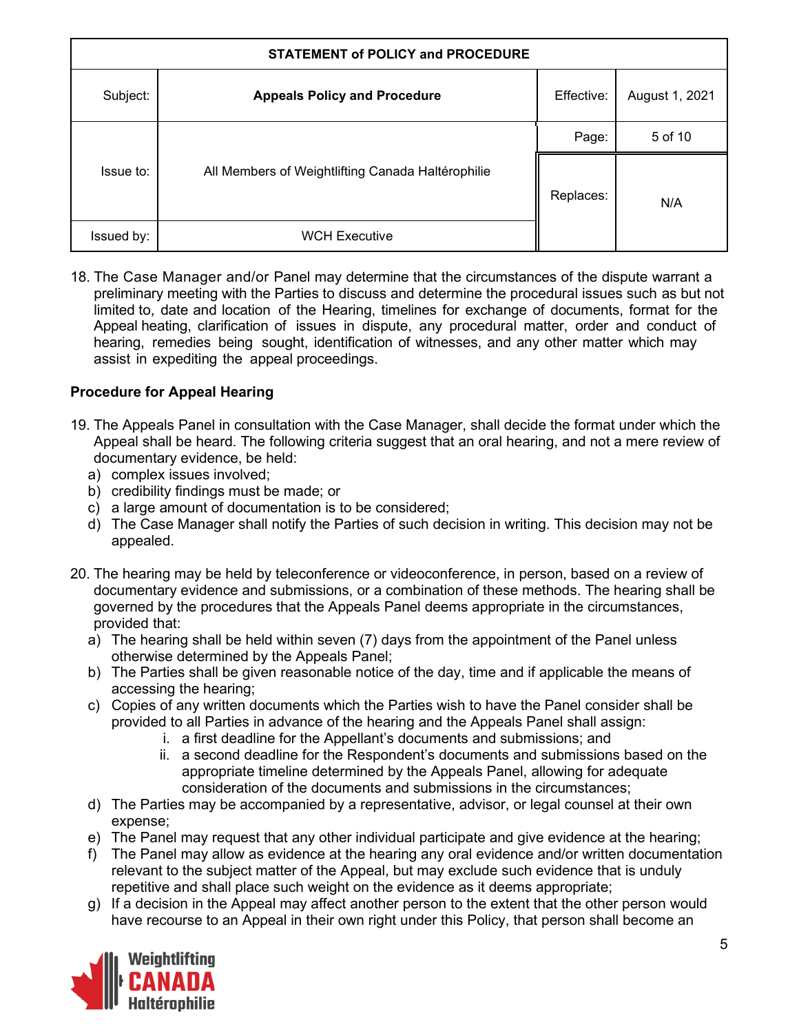18. The Case Manager and/or Panel may determine that the circumstances of the dispute warrant a preliminary meeting with the Parties to discuss and determine the procedural issues such as but not limited to, date and location of the Hearing, timelines for exchange of documents, format for the Appeal heating, clarification of issues in dispute, any procedural matter, order and conduct of hearing, remedies being sought, identification of witnesses, and any other matter which may assist in expediting the appeal proceedings.

**Procedure for Appeal Hearing**

19. The Appeals Panel in consultation with the Case Manager, shall decide the format under which the Appeal shall be heard. The following criteria suggest that an oral hearing, and not a mere review of documentary evidence, be held:
    a) complex issues involved;
    b) credibility findings must be made; or
    c) a large amount of documentation is to be considered;
    d) The Case Manager shall notify the Parties of such decision in writing. This decision may not be appealed.

20. The hearing may be held by teleconference or videoconference, in person, based on a review of documentary evidence and submissions, or a combination of these methods. The hearing shall be governed by the procedures that the Appeals Panel deems appropriate in the circumstances, provided that:
    a) The hearing shall be held within seven (7) days from the appointment of the Panel unless otherwise determined by the Appeals Panel;
    b) The Parties shall be given reasonable notice of the day, time and if applicable the means of accessing the hearing;
    c) Copies of any written documents which the Parties wish to have the Panel consider shall be provided to all Parties in advance of the hearing and the Appeals Panel shall assign:
        i. a first deadline for the Appellant's documents and submissions; and
        ii. a second deadline for the Respondent's documents and submissions based on the appropriate timeline determined by the Appeals Panel, allowing for adequate consideration of the documents and submissions in the circumstances;
    d) The Parties may be accompanied by a representative, advisor, or legal counsel at their own expense;
    e) The Panel may request that any other individual participate and give evidence at the hearing;
    f) The Panel may allow as evidence at the hearing any oral evidence and/or written documentation relevant to the subject matter of the Appeal, but may exclude such evidence that is unduly repetitive and shall place such weight on the evidence as it deems appropriate;
    g) If a decision in the Appeal may affect another person to the extent that the other person would have recourse to an Appeal in their own right under this Policy, that person shall become an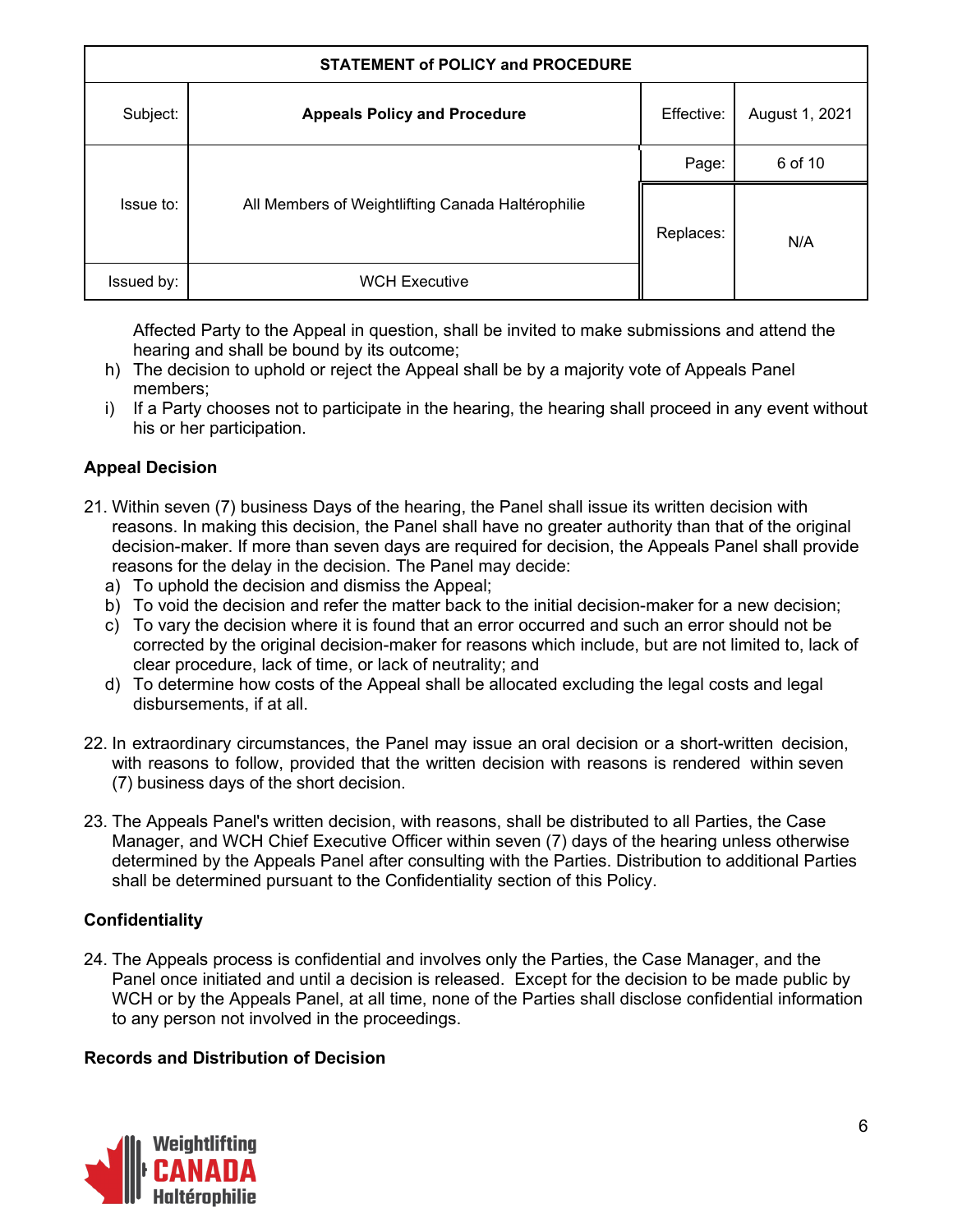Affected Party to the Appeal in question, shall be invited to make submissions and attend the hearing and shall be bound by its outcome;

h) The decision to uphold or reject the Appeal shall be by a majority vote of Appeals Panel members;

i) If a Party chooses not to participate in the hearing, the hearing shall proceed in any event without his or her participation.

**Appeal Decision**

21. Within seven (7) business Days of the hearing, the Panel shall issue its written decision with reasons. In making this decision, the Panel shall have no greater authority than that of the original decision-maker. If more than seven days are required for decision, the Appeals Panel shall provide reasons for the delay in the decision. The Panel may decide:
    a) To uphold the decision and dismiss the Appeal;
    b) To void the decision and refer the matter back to the initial decision-maker for a new decision;
    c) To vary the decision where it is found that an error occurred and such an error should not be corrected by the original decision-maker for reasons which include, but are not limited to, lack of clear procedure, lack of time, or lack of neutrality; and
    d) To determine how costs of the Appeal shall be allocated excluding the legal costs and legal disbursements, if at all.

22. In extraordinary circumstances, the Panel may issue an oral decision or a short-written decision, with reasons to follow, provided that the written decision with reasons is rendered within seven (7) business days of the short decision.

23. The Appeals Panel's written decision, with reasons, shall be distributed to all Parties, the Case Manager, and WCH Chief Executive Officer within seven (7) days of the hearing unless otherwise determined by the Appeals Panel after consulting with the Parties. Distribution to additional Parties shall be determined pursuant to the Confidentiality section of this Policy.

**Confidentiality**

24. The Appeals process is confidential and involves only the Parties, the Case Manager, and the Panel once initiated and until a decision is released. Except for the decision to be made public by WCH or by the Appeals Panel, at all time, none of the Parties shall disclose confidential information to any person not involved in the proceedings.

**Records and Distribution of Decision**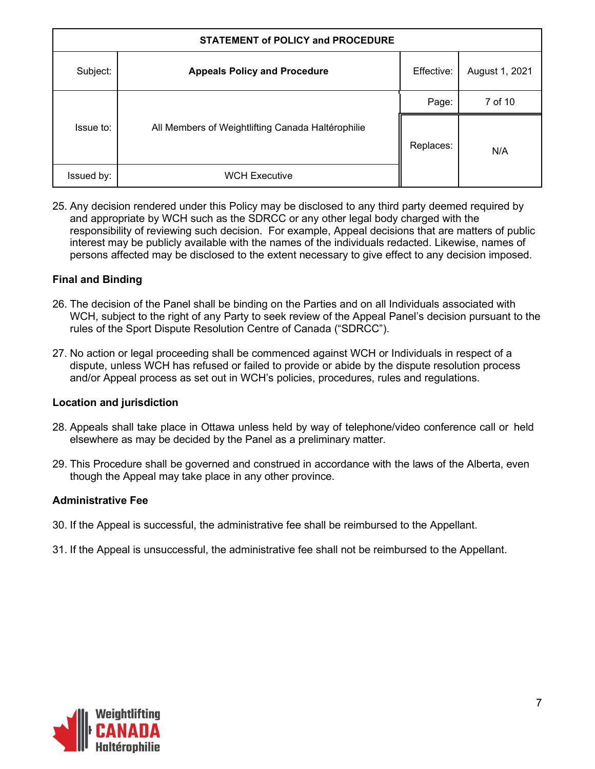25. Any decision rendered under this Policy may be disclosed to any third party deemed required by and appropriate by WCH such as the SDRCC or any other legal body charged with the responsibility of reviewing such decision. For example, Appeal decisions that are matters of public interest may be publicly available with the names of the individuals redacted. Likewise, names of persons affected may be disclosed to the extent necessary to give effect to any decision imposed.

**Final and Binding**

26. The decision of the Panel shall be binding on the Parties and on all Individuals associated with WCH, subject to the right of any Party to seek review of the Appeal Panel's decision pursuant to the rules of the Sport Dispute Resolution Centre of Canada ("SDRCC").

27. No action or legal proceeding shall be commenced against WCH or Individuals in respect of a dispute, unless WCH has refused or failed to provide or abide by the dispute resolution process and/or Appeal process as set out in WCH's policies, procedures, rules and regulations.

**Location and jurisdiction**

28. Appeals shall take place in Ottawa unless held by way of telephone/video conference call or held elsewhere as may be decided by the Panel as a preliminary matter.

29. This Procedure shall be governed and construed in accordance with the laws of the Alberta, even though the Appeal may take place in any other province.

**Administrative Fee**

30. If the Appeal is successful, the administrative fee shall be reimbursed to the Appellant.

31. If the Appeal is unsuccessful, the administrative fee shall not be reimbursed to the Appellant.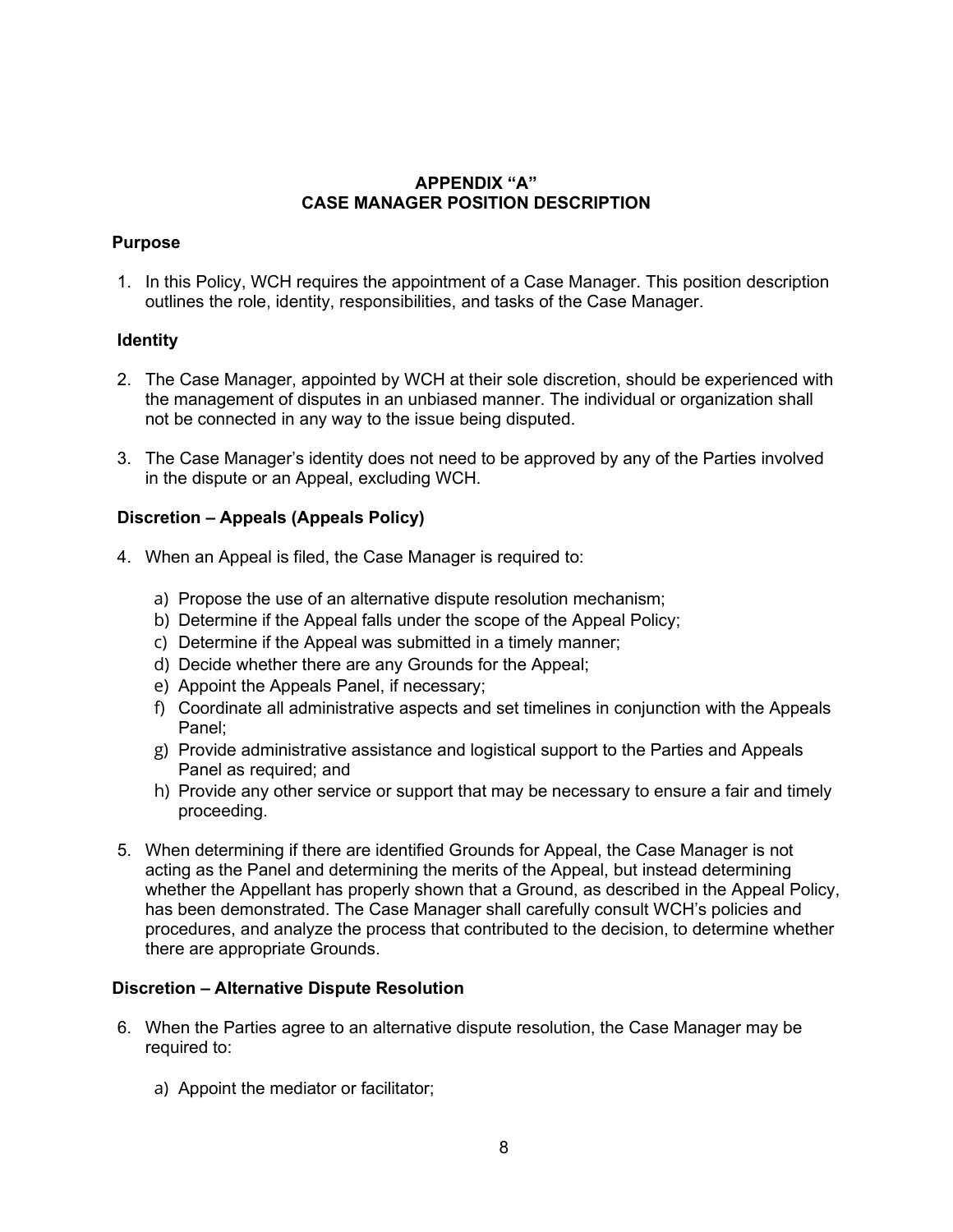## APPENDIX "A"
## CASE MANAGER POSITION DESCRIPTION

### Purpose

1. In this Policy, WCH requires the appointment of a Case Manager. This position description outlines the role, identity, responsibilities, and tasks of the Case Manager.

### Identity

2. The Case Manager, appointed by WCH at their sole discretion, should be experienced with the management of disputes in an unbiased manner. The individual or organization shall not be connected in any way to the issue being disputed.

3. The Case Manager's identity does not need to be approved by any of the Parties involved in the dispute or an Appeal, excluding WCH.

### Discretion – Appeals (Appeals Policy)

4. When an Appeal is filed, the Case Manager is required to:

   a) Propose the use of an alternative dispute resolution mechanism;
   b) Determine if the Appeal falls under the scope of the Appeal Policy;
   c) Determine if the Appeal was submitted in a timely manner;
   d) Decide whether there are any Grounds for the Appeal;
   e) Appoint the Appeals Panel, if necessary;
   f) Coordinate all administrative aspects and set timelines in conjunction with the Appeals Panel;
   g) Provide administrative assistance and logistical support to the Parties and Appeals Panel as required; and
   h) Provide any other service or support that may be necessary to ensure a fair and timely proceeding.

5. When determining if there are identified Grounds for Appeal, the Case Manager is not acting as the Panel and determining the merits of the Appeal, but instead determining whether the Appellant has properly shown that a Ground, as described in the Appeal Policy, has been demonstrated. The Case Manager shall carefully consult WCH's policies and procedures, and analyze the process that contributed to the decision, to determine whether there are appropriate Grounds.

### Discretion – Alternative Dispute Resolution

6. When the Parties agree to an alternative dispute resolution, the Case Manager may be required to:

   a) Appoint the mediator or facilitator;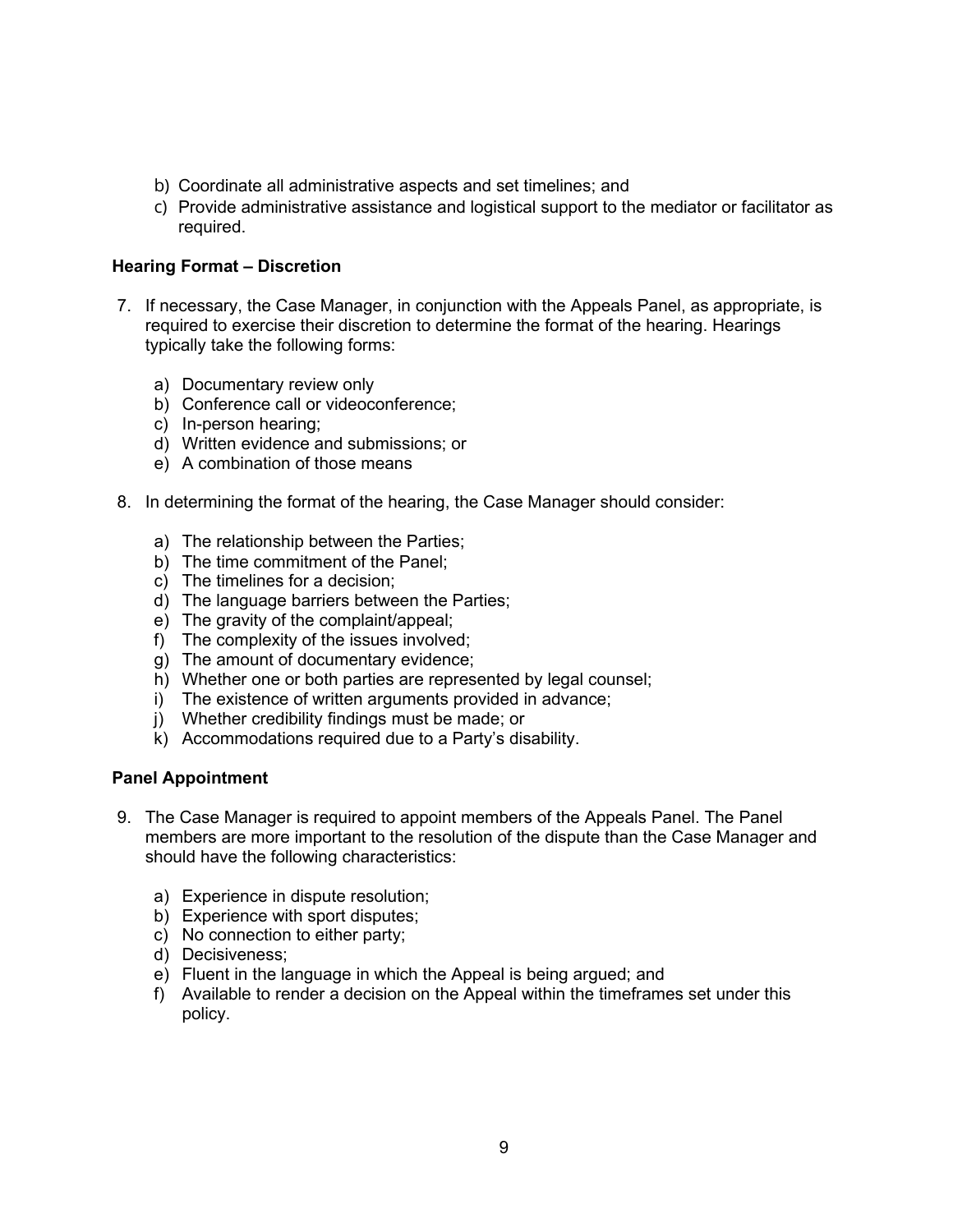b) Coordinate all administrative aspects and set timelines; and
c) Provide administrative assistance and logistical support to the mediator or facilitator as required.

**Hearing Format – Discretion**

7. If necessary, the Case Manager, in conjunction with the Appeals Panel, as appropriate, is required to exercise their discretion to determine the format of the hearing. Hearings typically take the following forms:

   a) Documentary review only
   b) Conference call or videoconference;
   c) In-person hearing;
   d) Written evidence and submissions; or
   e) A combination of those means

8. In determining the format of the hearing, the Case Manager should consider:

   a) The relationship between the Parties;
   b) The time commitment of the Panel;
   c) The timelines for a decision;
   d) The language barriers between the Parties;
   e) The gravity of the complaint/appeal;
   f) The complexity of the issues involved;
   g) The amount of documentary evidence;
   h) Whether one or both parties are represented by legal counsel;
   i) The existence of written arguments provided in advance;
   j) Whether credibility findings must be made; or
   k) Accommodations required due to a Party's disability.

**Panel Appointment**

9. The Case Manager is required to appoint members of the Appeals Panel. The Panel members are more important to the resolution of the dispute than the Case Manager and should have the following characteristics:

   a) Experience in dispute resolution;
   b) Experience with sport disputes;
   c) No connection to either party;
   d) Decisiveness;
   e) Fluent in the language in which the Appeal is being argued; and
   f) Available to render a decision on the Appeal within the timeframes set under this policy.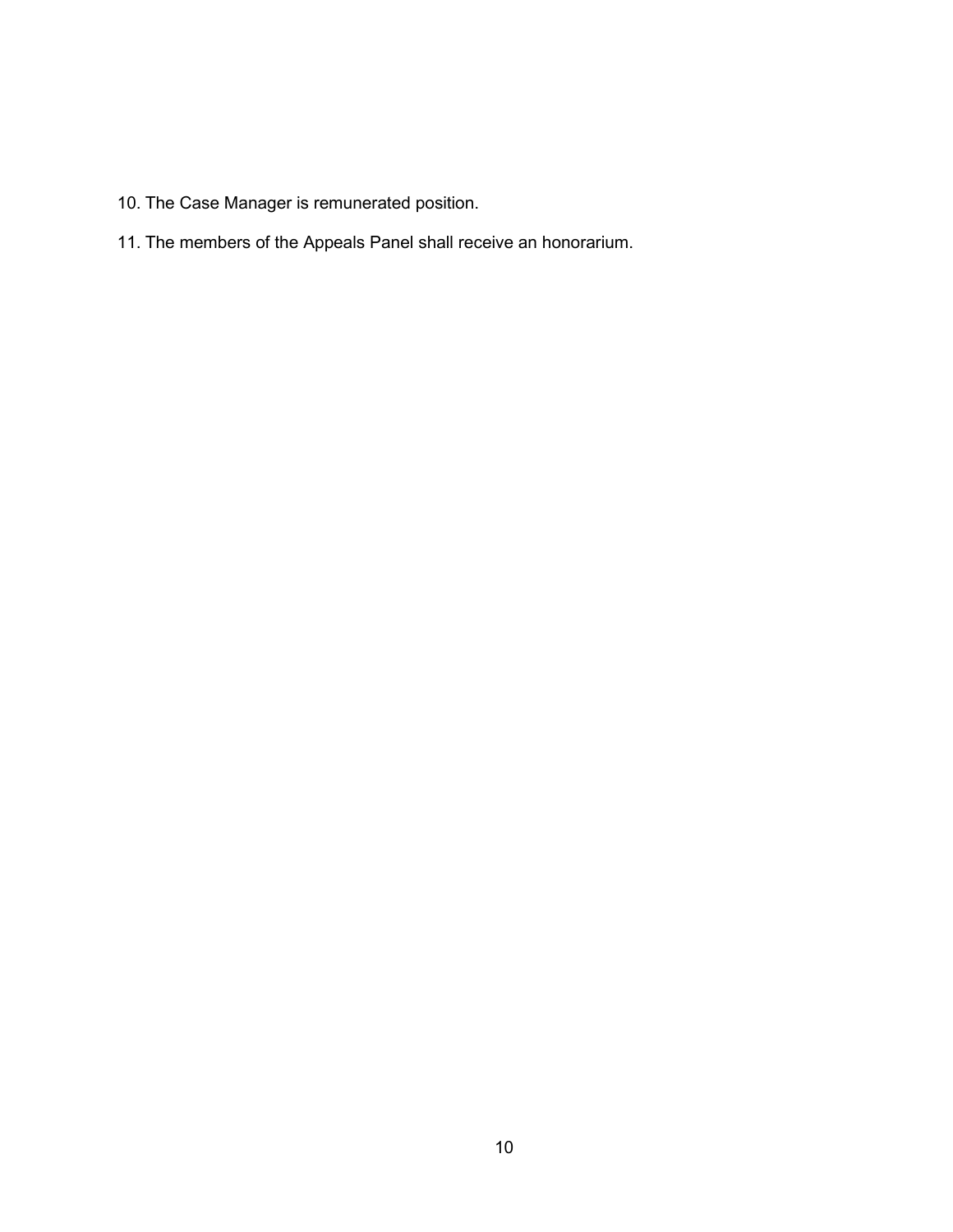10. The Case Manager is remunerated position.

11. The members of the Appeals Panel shall receive an honorarium.